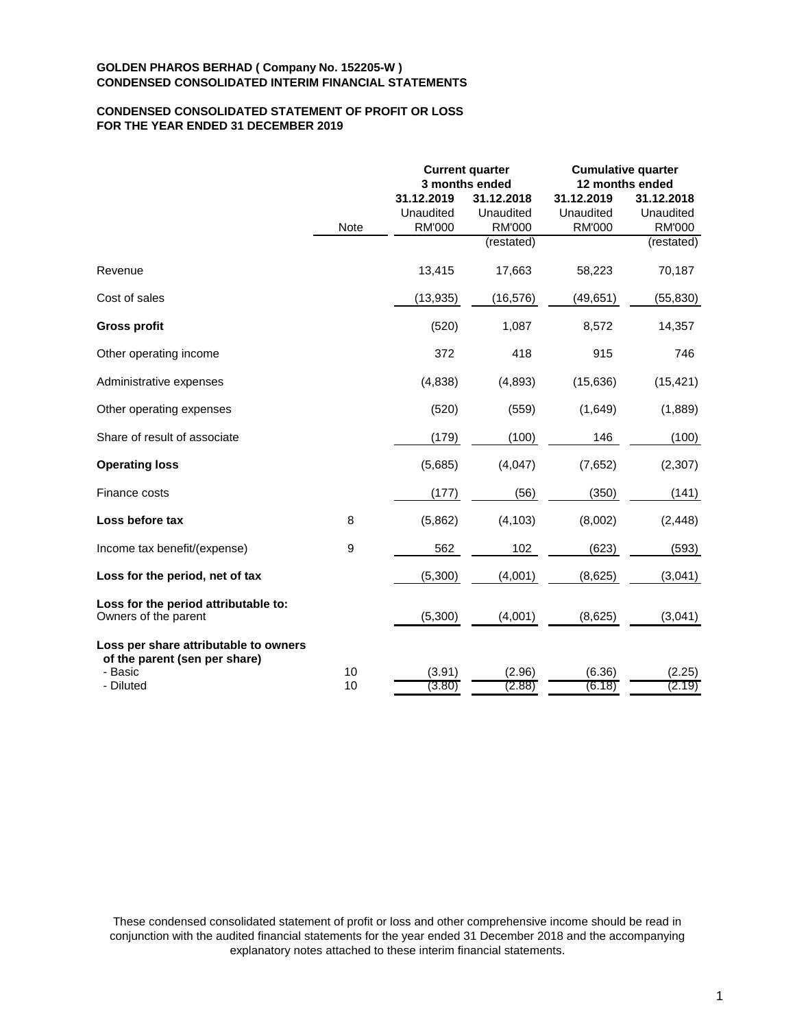**GOLDEN PHAROS BERHAD ( Company No. 152205-W )**
**CONDENSED CONSOLIDATED INTERIM FINANCIAL STATEMENTS**

**CONDENSED CONSOLIDATED STATEMENT OF PROFIT OR LOSS**
**FOR THE YEAR ENDED 31 DECEMBER 2019**

| | | Current quarter 3 months ended | | Cumulative quarter 12 months ended | |
|---|---|---|---|---|---|
| | Note | 31.12.2019 Unaudited RM'000 | 31.12.2018 Unaudited RM'000 (restated) | 31.12.2019 Unaudited RM'000 | 31.12.2018 Unaudited RM'000 (restated) |
| Revenue | | 13,415 | 17,663 | 58,223 | 70,187 |
| Cost of sales | | (13,935) | (16,576) | (49,651) | (55,830) |
| **Gross profit** | | (520) | 1,087 | 8,572 | 14,357 |
| Other operating income | | 372 | 418 | 915 | 746 |
| Administrative expenses | | (4,838) | (4,893) | (15,636) | (15,421) |
| Other operating expenses | | (520) | (559) | (1,649) | (1,889) |
| Share of result of associate | | (179) | (100) | 146 | (100) |
| **Operating loss** | | (5,685) | (4,047) | (7,652) | (2,307) |
| Finance costs | | (177) | (56) | (350) | (141) |
| **Loss before tax** | 8 | (5,862) | (4,103) | (8,002) | (2,448) |
| Income tax benefit/(expense) | 9 | 562 | 102 | (623) | (593) |
| **Loss for the period, net of tax** | | (5,300) | (4,001) | (8,625) | (3,041) |
| **Loss for the period attributable to:** | | | | | |
| Owners of the parent | | (5,300) | (4,001) | (8,625) | (3,041) |
| **Loss per share attributable to owners of the parent (sen per share)** | | | | | |
| - Basic | 10 | (3.91) | (2.96) | (6.36) | (2.25) |
| - Diluted | 10 | (3.80) | (2.88) | (6.18) | (2.19) |

These condensed consolidated statement of profit or loss and other comprehensive income should be read in conjunction with the audited financial statements for the year ended 31 December 2018 and the accompanying explanatory notes attached to these interim financial statements.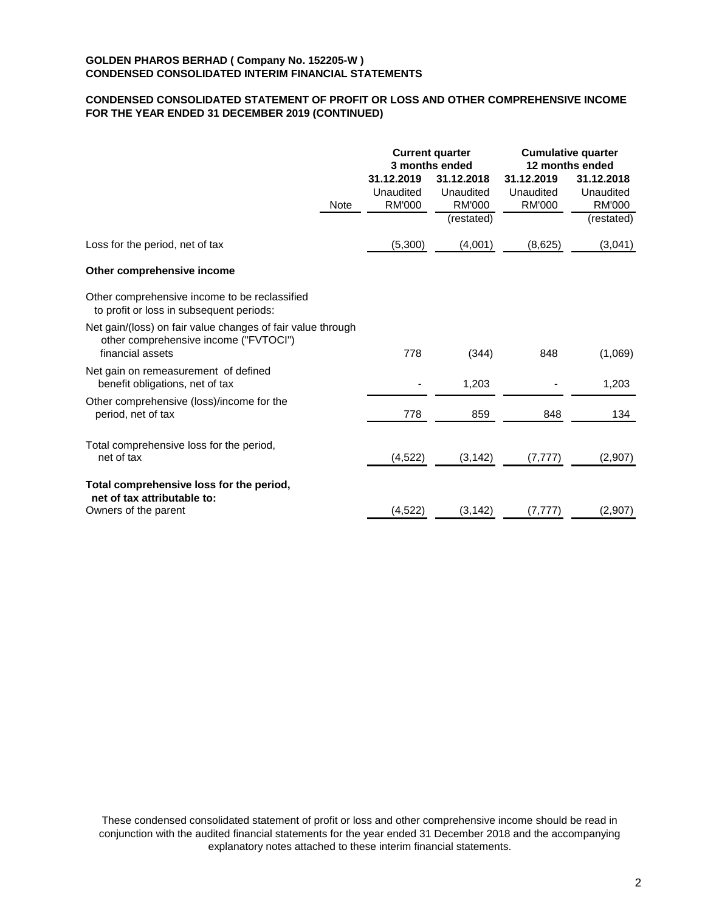**GOLDEN PHAROS BERHAD ( Company No. 152205-W )**
**CONDENSED CONSOLIDATED INTERIM FINANCIAL STATEMENTS**

## CONDENSED CONSOLIDATED STATEMENT OF PROFIT OR LOSS AND OTHER COMPREHENSIVE INCOME FOR THE YEAR ENDED 31 DECEMBER 2019 (CONTINUED)

| | Note | Current quarter 3 months ended | | Cumulative quarter 12 months ended | |
|---|---|---|---|---|---|
| | | **31.12.2019** | **31.12.2018** | **31.12.2019** | **31.12.2018** |
| | | Unaudited | Unaudited | Unaudited | Unaudited |
| | | RM'000 | RM'000 | RM'000 | RM'000 |
| | | | (restated) | | (restated) |
| Loss for the period, net of tax | | (5,300) | (4,001) | (8,625) | (3,041) |
| **Other comprehensive income** | | | | | |
| Other comprehensive income to be reclassified to profit or loss in subsequent periods: | | | | | |
| Net gain/(loss) on fair value changes of fair value through other comprehensive income ("FVTOCI") financial assets | | 778 | (344) | 848 | (1,069) |
| Net gain on remeasurement of defined benefit obligations, net of tax | | - | 1,203 | - | 1,203 |
| Other comprehensive (loss)/income for the period, net of tax | | 778 | 859 | 848 | 134 |
| Total comprehensive loss for the period, net of tax | | (4,522) | (3,142) | (7,777) | (2,907) |
| **Total comprehensive loss for the period, net of tax attributable to:** | | | | | |
| Owners of the parent | | (4,522) | (3,142) | (7,777) | (2,907) |

These condensed consolidated statement of profit or loss and other comprehensive income should be read in conjunction with the audited financial statements for the year ended 31 December 2018 and the accompanying explanatory notes attached to these interim financial statements.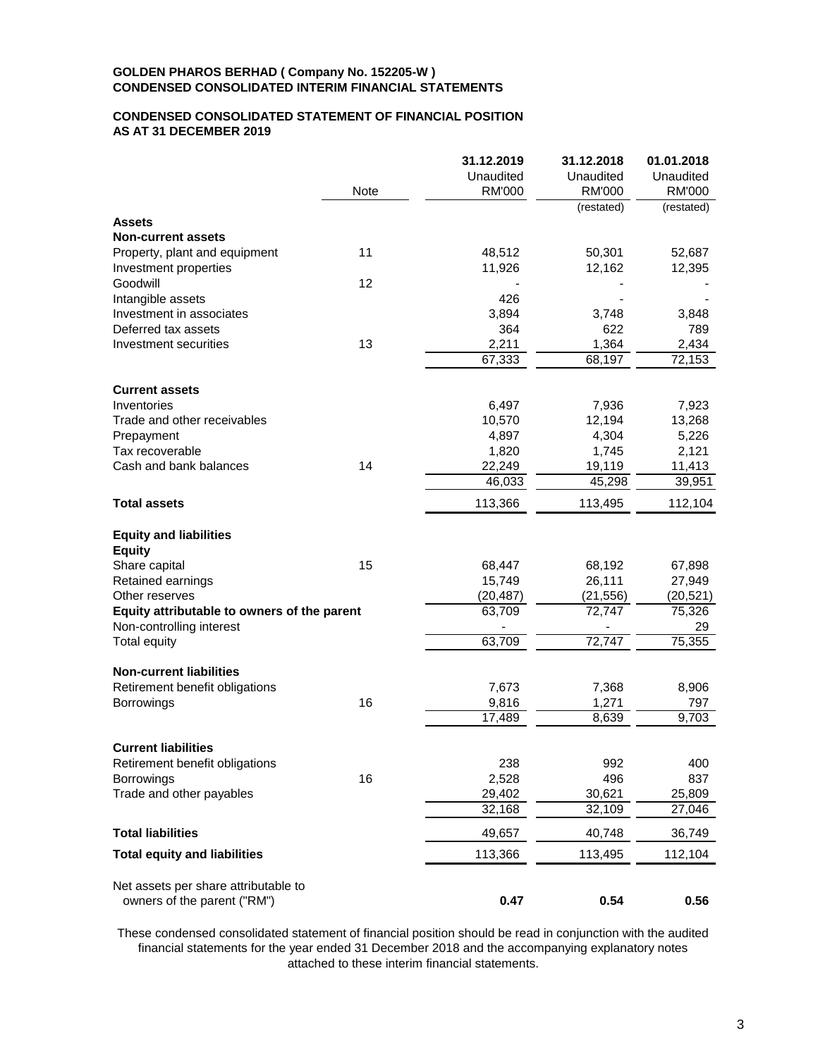**GOLDEN PHAROS BERHAD ( Company No. 152205-W )**
**CONDENSED CONSOLIDATED INTERIM FINANCIAL STATEMENTS**

## CONDENSED CONSOLIDATED STATEMENT OF FINANCIAL POSITION AS AT 31 DECEMBER 2019

| | Note | 31.12.2019 Unaudited RM'000 | 31.12.2018 Unaudited RM'000 (restated) | 01.01.2018 Unaudited RM'000 (restated) |
|---|---|---|---|---|
| **Assets** | | | | |
| **Non-current assets** | | | | |
| Property, plant and equipment | 11 | 48,512 | 50,301 | 52,687 |
| Investment properties | | 11,926 | 12,162 | 12,395 |
| Goodwill | 12 | - | - | - |
| Intangible assets | | 426 | - | - |
| Investment in associates | | 3,894 | 3,748 | 3,848 |
| Deferred tax assets | | 364 | 622 | 789 |
| Investment securities | 13 | 2,211 | 1,364 | 2,434 |
| | | 67,333 | 68,197 | 72,153 |
| **Current assets** | | | | |
| Inventories | | 6,497 | 7,936 | 7,923 |
| Trade and other receivables | | 10,570 | 12,194 | 13,268 |
| Prepayment | | 4,897 | 4,304 | 5,226 |
| Tax recoverable | | 1,820 | 1,745 | 2,121 |
| Cash and bank balances | 14 | 22,249 | 19,119 | 11,413 |
| | | 46,033 | 45,298 | 39,951 |
| **Total assets** | | 113,366 | 113,495 | 112,104 |
| **Equity and liabilities** | | | | |
| **Equity** | | | | |
| Share capital | 15 | 68,447 | 68,192 | 67,898 |
| Retained earnings | | 15,749 | 26,111 | 27,949 |
| Other reserves | | (20,487) | (21,556) | (20,521) |
| **Equity attributable to owners of the parent** | | 63,709 | 72,747 | 75,326 |
| Non-controlling interest | | - | - | 29 |
| Total equity | | 63,709 | 72,747 | 75,355 |
| **Non-current liabilities** | | | | |
| Retirement benefit obligations | | 7,673 | 7,368 | 8,906 |
| Borrowings | 16 | 9,816 | 1,271 | 797 |
| | | 17,489 | 8,639 | 9,703 |
| **Current liabilities** | | | | |
| Retirement benefit obligations | | 238 | 992 | 400 |
| Borrowings | 16 | 2,528 | 496 | 837 |
| Trade and other payables | | 29,402 | 30,621 | 25,809 |
| | | 32,168 | 32,109 | 27,046 |
| **Total liabilities** | | 49,657 | 40,748 | 36,749 |
| **Total equity and liabilities** | | 113,366 | 113,495 | 112,104 |
| Net assets per share attributable to owners of the parent ("RM") | | **0.47** | **0.54** | **0.56** |

These condensed consolidated statement of financial position should be read in conjunction with the audited financial statements for the year ended 31 December 2018 and the accompanying explanatory notes attached to these interim financial statements.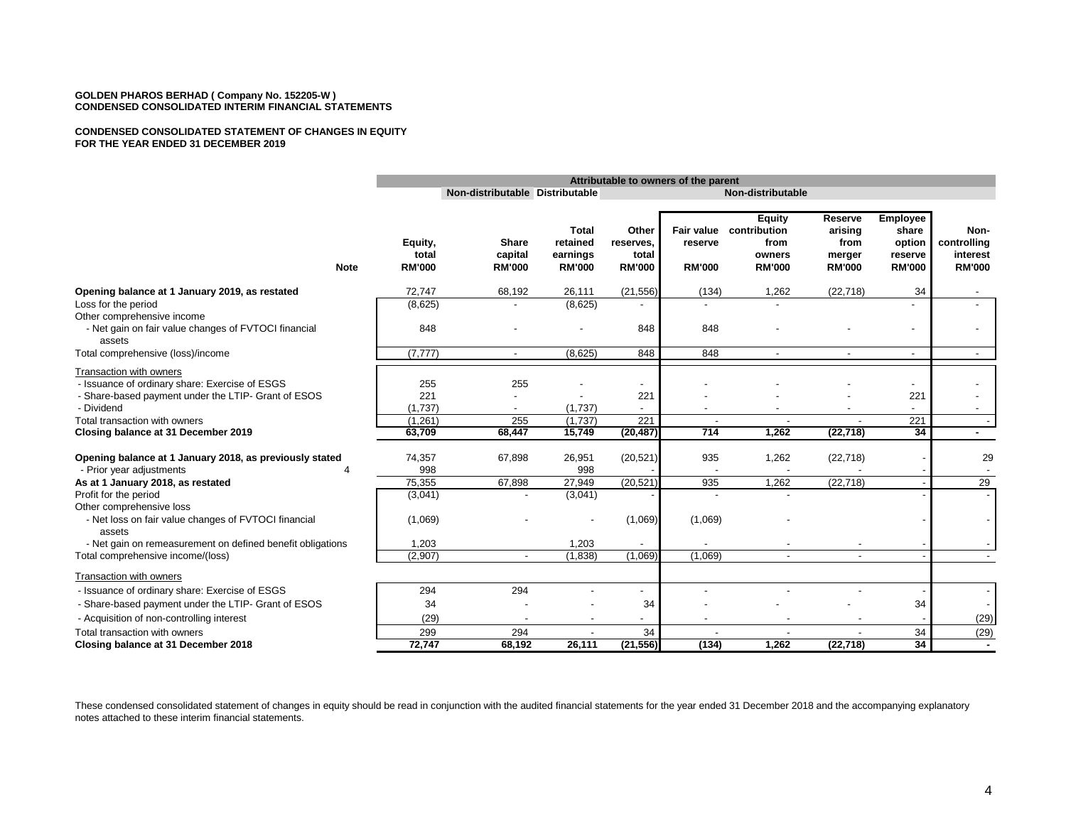**GOLDEN PHAROS BERHAD ( Company No. 152205-W )**
**CONDENSED CONSOLIDATED INTERIM FINANCIAL STATEMENTS**

**CONDENSED CONSOLIDATED STATEMENT OF CHANGES IN EQUITY**
**FOR THE YEAR ENDED 31 DECEMBER 2019**

| | | Attributable to owners of the parent | | | | | | | | |
|---|---|---|---|---|---|---|---|---|---|---|
| | | | Non-distributable | Distributable | | Non-distributable | | | | |
| | **Note** | **Equity, total RM'000** | **Share capital RM'000** | **Total retained earnings RM'000** | **Other reserves, total RM'000** | **Fair value reserve RM'000** | **Equity contribution from owners RM'000** | **Reserve arising from merger RM'000** | **Employee share option reserve RM'000** | **Non-controlling interest RM'000** |
| **Opening balance at 1 January 2019, as restated** | | 72,747 | 68,192 | 26,111 | (21,556) | (134) | 1,262 | (22,718) | 34 | - |
| Loss for the period | | (8,625) | - | (8,625) | - | - | - | | - | - |
| Other comprehensive income | | | | | | | | | | |
| - Net gain on fair value changes of FVTOCI financial assets | | 848 | - | - | 848 | 848 | - | - | - | - |
| Total comprehensive (loss)/income | | (7,777) | - | (8,625) | 848 | 848 | - | - | - | - |
| Transaction with owners | | | | | | | | | | |
| - Issuance of ordinary share: Exercise of ESGS | | 255 | 255 | - | - | - | - | - | - | - |
| - Share-based payment under the LTIP- Grant of ESOS | | 221 | - | - | 221 | - | - | - | 221 | - |
| - Dividend | | (1,737) | - | (1,737) | - | - | - | - | - | - |
| Total transaction with owners | | (1,261) | 255 | (1,737) | 221 | - | - | - | 221 | - |
| **Closing balance at 31 December 2019** | | **63,709** | **68,447** | **15,749** | **(20,487)** | **714** | **1,262** | **(22,718)** | **34** | **-** |
| | | | | | | | | | | |
| **Opening balance at 1 January 2018, as previously stated** | | 74,357 | 67,898 | 26,951 | (20,521) | 935 | 1,262 | (22,718) | - | 29 |
| - Prior year adjustments | 4 | 998 | | 998 | - | - | - | - | - | - |
| **As at 1 January 2018, as restated** | | 75,355 | 67,898 | 27,949 | (20,521) | 935 | 1,262 | (22,718) | - | 29 |
| Profit for the period | | (3,041) | - | (3,041) | - | - | - | | - | - |
| Other comprehensive loss | | | | | | | | | | |
| - Net loss on fair value changes of FVTOCI financial assets | | (1,069) | - | - | (1,069) | (1,069) | - | | - | - |
| - Net gain on remeasurement on defined benefit obligations | | 1,203 | | 1,203 | - | - | - | - | - | - |
| Total comprehensive income/(loss) | | (2,907) | - | (1,838) | (1,069) | (1,069) | - | - | - | - |
| Transaction with owners | | | | | | | | | | |
| - Issuance of ordinary share: Exercise of ESGS | | 294 | 294 | - | - | - | - | - | - | - |
| - Share-based payment under the LTIP- Grant of ESOS | | 34 | - | - | 34 | - | - | - | 34 | - |
| - Acquisition of non-controlling interest | | (29) | - | - | - | - | - | - | - | (29) |
| Total transaction with owners | | 299 | 294 | - | 34 | - | - | - | 34 | (29) |
| **Closing balance at 31 December 2018** | | **72,747** | **68,192** | **26,111** | **(21,556)** | **(134)** | **1,262** | **(22,718)** | **34** | **-** |

These condensed consolidated statement of changes in equity should be read in conjunction with the audited financial statements for the year ended 31 December 2018 and the accompanying explanatory notes attached to these interim financial statements.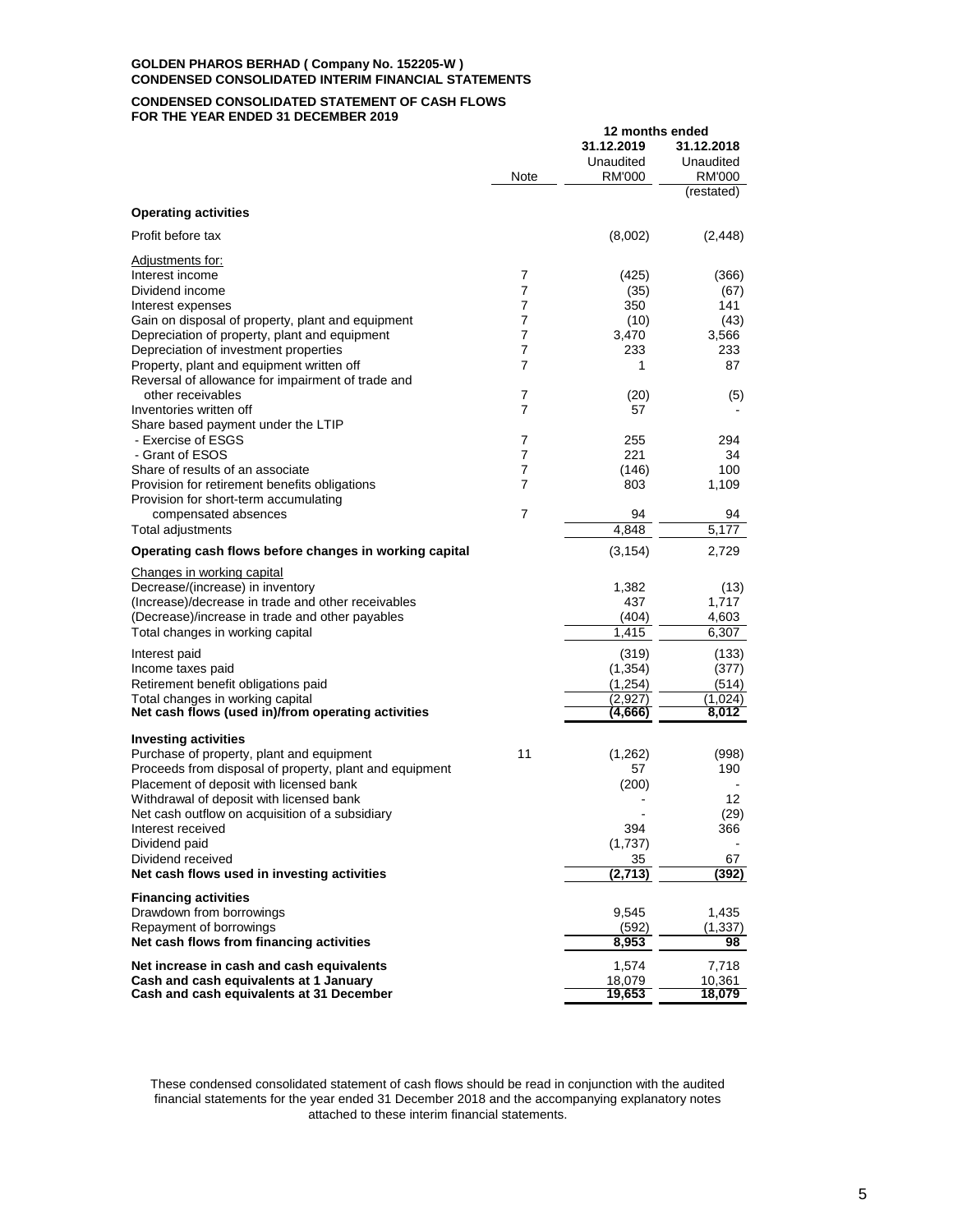**GOLDEN PHAROS BERHAD ( Company No. 152205-W )**
**CONDENSED CONSOLIDATED INTERIM FINANCIAL STATEMENTS**

**CONDENSED CONSOLIDATED STATEMENT OF CASH FLOWS**
**FOR THE YEAR ENDED 31 DECEMBER 2019**

| | Note | 12 months ended 31.12.2019 Unaudited RM'000 | 31.12.2018 Unaudited RM'000 (restated) |
|---|---|---|---|
| **Operating activities** | | | |
| Profit before tax | | (8,002) | (2,448) |
| Adjustments for: | | | |
| Interest income | 7 | (425) | (366) |
| Dividend income | 7 | (35) | (67) |
| Interest expenses | 7 | 350 | 141 |
| Gain on disposal of property, plant and equipment | 7 | (10) | (43) |
| Depreciation of property, plant and equipment | 7 | 3,470 | 3,566 |
| Depreciation of investment properties | 7 | 233 | 233 |
| Property, plant and equipment written off | 7 | 1 | 87 |
| Reversal of allowance for impairment of trade and other receivables | 7 | (20) | (5) |
| Inventories written off | 7 | 57 | - |
| Share based payment under the LTIP | | | |
| - Exercise of ESGS | 7 | 255 | 294 |
| - Grant of ESOS | 7 | 221 | 34 |
| Share of results of an associate | 7 | (146) | 100 |
| Provision for retirement benefits obligations | 7 | 803 | 1,109 |
| Provision for short-term accumulating compensated absences | 7 | 94 | 94 |
| Total adjustments | | 4,848 | 5,177 |
| **Operating cash flows before changes in working capital** | | (3,154) | 2,729 |
| Changes in working capital | | | |
| Decrease/(increase) in inventory | | 1,382 | (13) |
| (Increase)/decrease in trade and other receivables | | 437 | 1,717 |
| (Decrease)/increase in trade and other payables | | (404) | 4,603 |
| Total changes in working capital | | 1,415 | 6,307 |
| Interest paid | | (319) | (133) |
| Income taxes paid | | (1,354) | (377) |
| Retirement benefit obligations paid | | (1,254) | (514) |
| Total changes in working capital | | (2,927) | (1,024) |
| **Net cash flows (used in)/from operating activities** | | **(4,666)** | **8,012** |
| **Investing activities** | | | |
| Purchase of property, plant and equipment | 11 | (1,262) | (998) |
| Proceeds from disposal of property, plant and equipment | | 57 | 190 |
| Placement of deposit with licensed bank | | (200) | - |
| Withdrawal of deposit with licensed bank | | - | 12 |
| Net cash outflow on acquisition of a subsidiary | | - | (29) |
| Interest received | | 394 | 366 |
| Dividend paid | | (1,737) | - |
| Dividend received | | 35 | 67 |
| **Net cash flows used in investing activities** | | **(2,713)** | **(392)** |
| **Financing activities** | | | |
| Drawdown from borrowings | | 9,545 | 1,435 |
| Repayment of borrowings | | (592) | (1,337) |
| **Net cash flows from financing activities** | | **8,953** | **98** |
| **Net increase in cash and cash equivalents** | | 1,574 | 7,718 |
| **Cash and cash equivalents at 1 January** | | 18,079 | 10,361 |
| **Cash and cash equivalents at 31 December** | | **19,653** | **18,079** |

These condensed consolidated statement of cash flows should be read in conjunction with the audited financial statements for the year ended 31 December 2018 and the accompanying explanatory notes attached to these interim financial statements.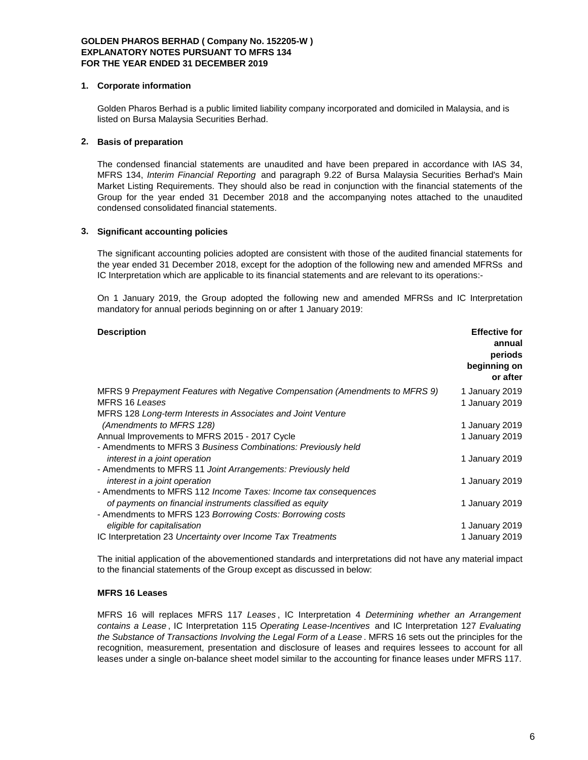**GOLDEN PHAROS BERHAD ( Company No. 152205-W )**
**EXPLANATORY NOTES PURSUANT TO MFRS 134**
**FOR THE YEAR ENDED 31 DECEMBER 2019**

## 1. Corporate information

Golden Pharos Berhad is a public limited liability company incorporated and domiciled in Malaysia, and is listed on Bursa Malaysia Securities Berhad.

## 2. Basis of preparation

The condensed financial statements are unaudited and have been prepared in accordance with IAS 34, MFRS 134, *Interim Financial Reporting* and paragraph 9.22 of Bursa Malaysia Securities Berhad's Main Market Listing Requirements. They should also be read in conjunction with the financial statements of the Group for the year ended 31 December 2018 and the accompanying notes attached to the unaudited condensed consolidated financial statements.

## 3. Significant accounting policies

The significant accounting policies adopted are consistent with those of the audited financial statements for the year ended 31 December 2018, except for the adoption of the following new and amended MFRSs and IC Interpretation which are applicable to its financial statements and are relevant to its operations:-

On 1 January 2019, the Group adopted the following new and amended MFRSs and IC Interpretation mandatory for annual periods beginning on or after 1 January 2019:

| Description | Effective for annual periods beginning on or after |
|---|---|
| MFRS 9 *Prepayment Features with Negative Compensation (Amendments to MFRS 9)* | 1 January 2019 |
| MFRS 16 *Leases* | 1 January 2019 |
| MFRS 128 *Long-term Interests in Associates and Joint Venture (Amendments to MFRS 128)* | 1 January 2019 |
| Annual Improvements to MFRS 2015 - 2017 Cycle | 1 January 2019 |
| - Amendments to MFRS 3 *Business Combinations: Previously held interest in a joint operation* | 1 January 2019 |
| - Amendments to MFRS 11 *Joint Arrangements: Previously held interest in a joint operation* | 1 January 2019 |
| - Amendments to MFRS 112 *Income Taxes: Income tax consequences of payments on financial instruments classified as equity* | 1 January 2019 |
| - Amendments to MFRS 123 *Borrowing Costs: Borrowing costs eligible for capitalisation* | 1 January 2019 |
| IC Interpretation 23 *Uncertainty over Income Tax Treatments* | 1 January 2019 |

The initial application of the abovementioned standards and interpretations did not have any material impact to the financial statements of the Group except as discussed in below:

**MFRS 16 Leases**

MFRS 16 will replaces MFRS 117 *Leases*, IC Interpretation 4 *Determining whether an Arrangement contains a Lease*, IC Interpretation 115 *Operating Lease-Incentives* and IC Interpretation 127 *Evaluating the Substance of Transactions Involving the Legal Form of a Lease*. MFRS 16 sets out the principles for the recognition, measurement, presentation and disclosure of leases and requires lessees to account for all leases under a single on-balance sheet model similar to the accounting for finance leases under MFRS 117.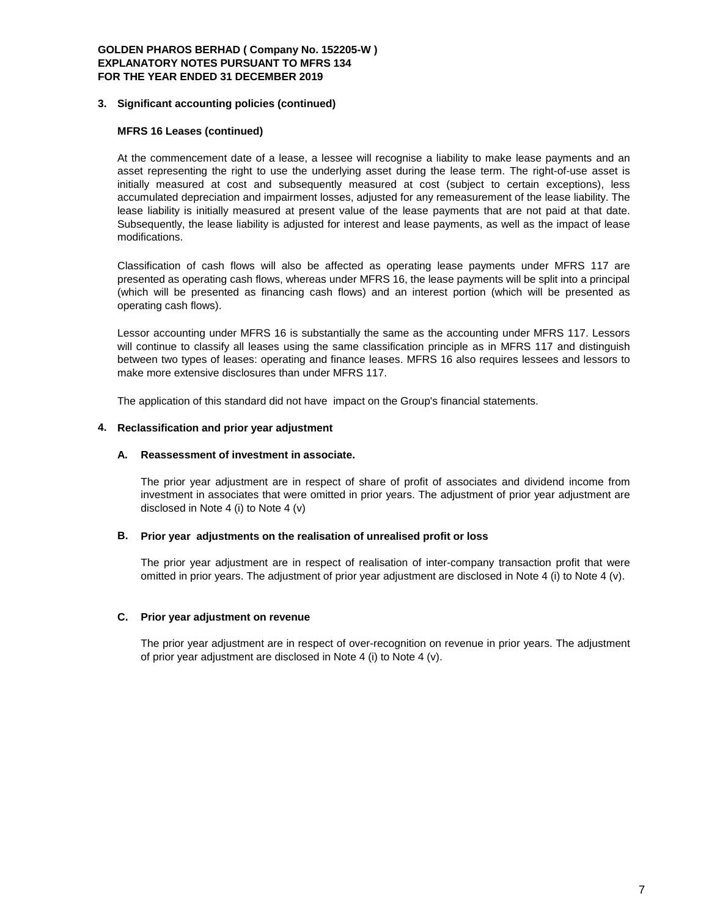## 3. Significant accounting policies (continued)

### MFRS 16 Leases (continued)

At the commencement date of a lease, a lessee will recognise a liability to make lease payments and an asset representing the right to use the underlying asset during the lease term. The right-of-use asset is initially measured at cost and subsequently measured at cost (subject to certain exceptions), less accumulated depreciation and impairment losses, adjusted for any remeasurement of the lease liability. The lease liability is initially measured at present value of the lease payments that are not paid at that date. Subsequently, the lease liability is adjusted for interest and lease payments, as well as the impact of lease modifications.

Classification of cash flows will also be affected as operating lease payments under MFRS 117 are presented as operating cash flows, whereas under MFRS 16, the lease payments will be split into a principal (which will be presented as financing cash flows) and an interest portion (which will be presented as operating cash flows).

Lessor accounting under MFRS 16 is substantially the same as the accounting under MFRS 117. Lessors will continue to classify all leases using the same classification principle as in MFRS 117 and distinguish between two types of leases: operating and finance leases. MFRS 16 also requires lessees and lessors to make more extensive disclosures than under MFRS 117.

The application of this standard did not have impact on the Group's financial statements.

## 4. Reclassification and prior year adjustment

### A. Reassessment of investment in associate.

The prior year adjustment are in respect of share of profit of associates and dividend income from investment in associates that were omitted in prior years. The adjustment of prior year adjustment are disclosed in Note 4 (i) to Note 4 (v)

### B. Prior year adjustments on the realisation of unrealised profit or loss

The prior year adjustment are in respect of realisation of inter-company transaction profit that were omitted in prior years. The adjustment of prior year adjustment are disclosed in Note 4 (i) to Note 4 (v).

### C. Prior year adjustment on revenue

The prior year adjustment are in respect of over-recognition on revenue in prior years. The adjustment of prior year adjustment are disclosed in Note 4 (i) to Note 4 (v).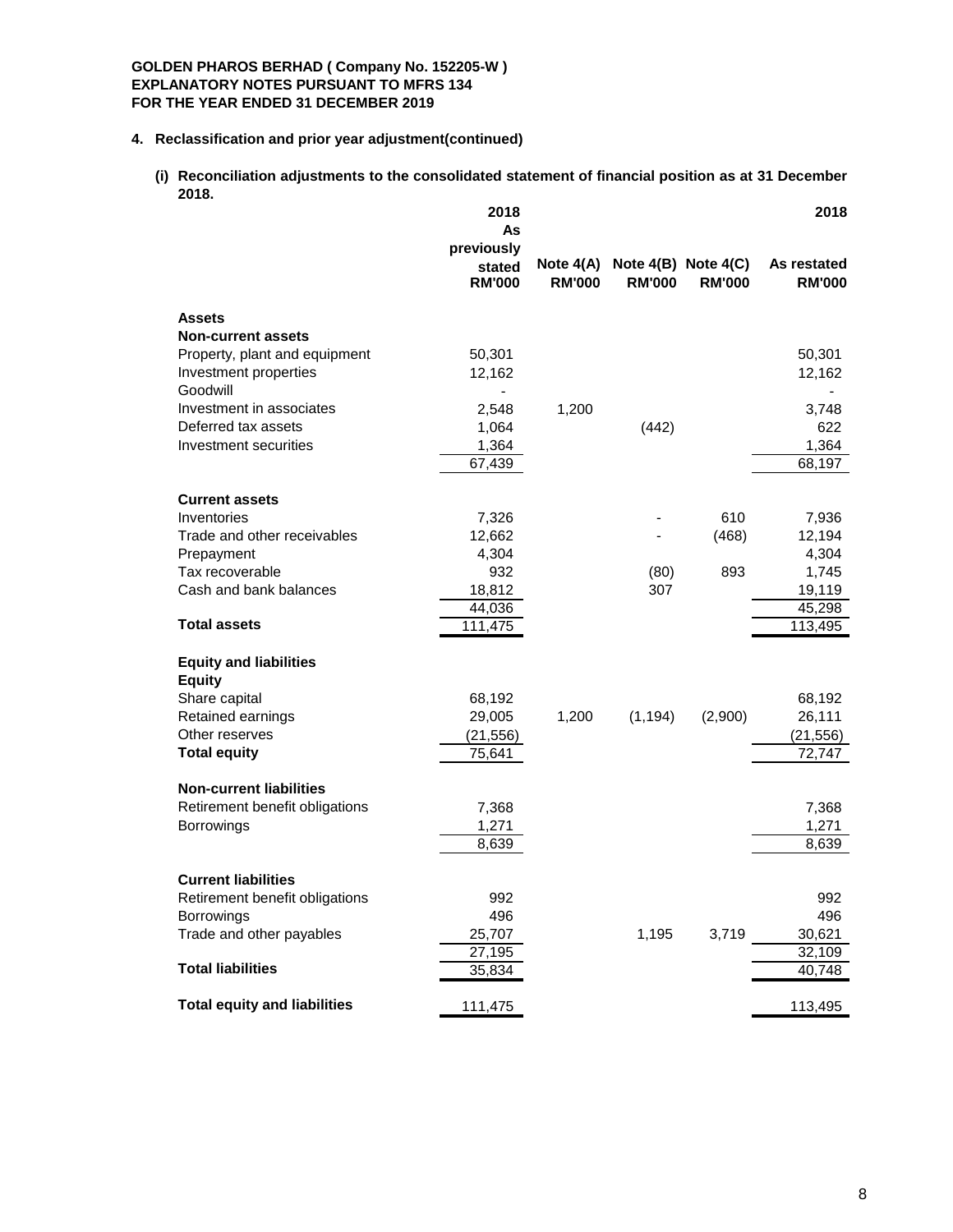**GOLDEN PHAROS BERHAD ( Company No. 152205-W )**
**EXPLANATORY NOTES PURSUANT TO MFRS 134**
**FOR THE YEAR ENDED 31 DECEMBER 2019**

**4. Reclassification and prior year adjustment(continued)**

**(i) Reconciliation adjustments to the consolidated statement of financial position as at 31 December 2018.**

| | 2018 As previously stated RM'000 | Note 4(A) RM'000 | Note 4(B) RM'000 | Note 4(C) RM'000 | 2018 As restated RM'000 |
|---|---|---|---|---|---|
| **Assets** | | | | | |
| **Non-current assets** | | | | | |
| Property, plant and equipment | 50,301 | | | | 50,301 |
| Investment properties | 12,162 | | | | 12,162 |
| Goodwill | - | | | | - |
| Investment in associates | 2,548 | 1,200 | | | 3,748 |
| Deferred tax assets | 1,064 | | (442) | | 622 |
| Investment securities | 1,364 | | | | 1,364 |
| | 67,439 | | | | 68,197 |
| **Current assets** | | | | | |
| Inventories | 7,326 | | - | 610 | 7,936 |
| Trade and other receivables | 12,662 | | - | (468) | 12,194 |
| Prepayment | 4,304 | | | | 4,304 |
| Tax recoverable | 932 | | (80) | 893 | 1,745 |
| Cash and bank balances | 18,812 | | 307 | | 19,119 |
| | 44,036 | | | | 45,298 |
| **Total assets** | 111,475 | | | | 113,495 |
| **Equity and liabilities** | | | | | |
| **Equity** | | | | | |
| Share capital | 68,192 | | | | 68,192 |
| Retained earnings | 29,005 | 1,200 | (1,194) | (2,900) | 26,111 |
| Other reserves | (21,556) | | | | (21,556) |
| **Total equity** | 75,641 | | | | 72,747 |
| **Non-current liabilities** | | | | | |
| Retirement benefit obligations | 7,368 | | | | 7,368 |
| Borrowings | 1,271 | | | | 1,271 |
| | 8,639 | | | | 8,639 |
| **Current liabilities** | | | | | |
| Retirement benefit obligations | 992 | | | | 992 |
| Borrowings | 496 | | | | 496 |
| Trade and other payables | 25,707 | | 1,195 | 3,719 | 30,621 |
| | 27,195 | | | | 32,109 |
| **Total liabilities** | 35,834 | | | | 40,748 |
| **Total equity and liabilities** | 111,475 | | | | 113,495 |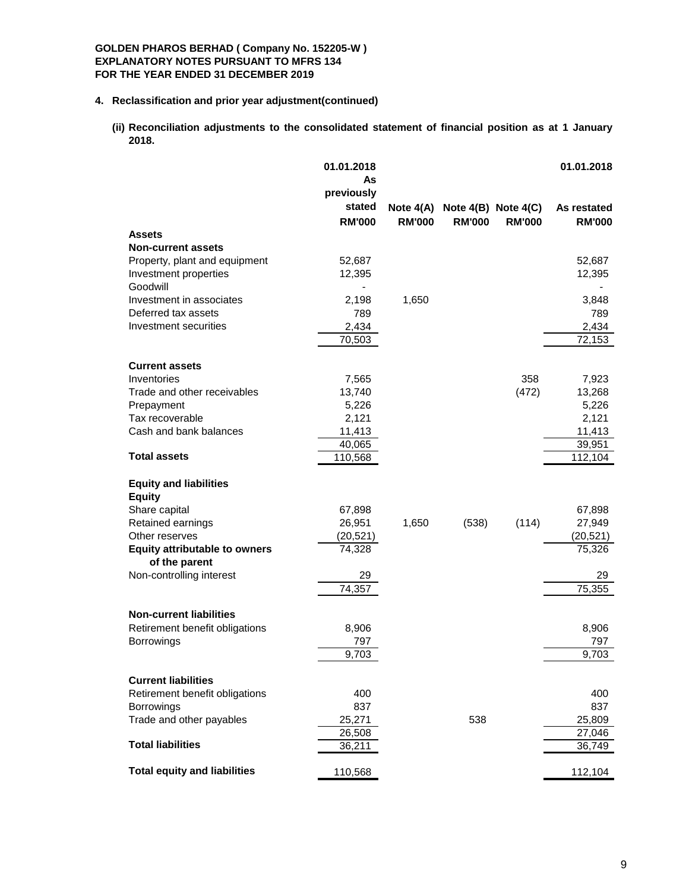**GOLDEN PHAROS BERHAD ( Company No. 152205-W )**
**EXPLANATORY NOTES PURSUANT TO MFRS 134**
**FOR THE YEAR ENDED 31 DECEMBER 2019**

**4. Reclassification and prior year adjustment(continued)**

**(ii) Reconciliation adjustments to the consolidated statement of financial position as at 1 January 2018.**

| | 01.01.2018 As previously stated RM'000 | Note 4(A) RM'000 | Note 4(B) RM'000 | Note 4(C) RM'000 | 01.01.2018 As restated RM'000 |
|---|---|---|---|---|---|
| **Assets** | | | | | |
| **Non-current assets** | | | | | |
| Property, plant and equipment | 52,687 | | | | 52,687 |
| Investment properties | 12,395 | | | | 12,395 |
| Goodwill | - | | | | - |
| Investment in associates | 2,198 | 1,650 | | | 3,848 |
| Deferred tax assets | 789 | | | | 789 |
| Investment securities | 2,434 | | | | 2,434 |
| | 70,503 | | | | 72,153 |
| **Current assets** | | | | | |
| Inventories | 7,565 | | | 358 | 7,923 |
| Trade and other receivables | 13,740 | | | (472) | 13,268 |
| Prepayment | 5,226 | | | | 5,226 |
| Tax recoverable | 2,121 | | | | 2,121 |
| Cash and bank balances | 11,413 | | | | 11,413 |
| | 40,065 | | | | 39,951 |
| **Total assets** | 110,568 | | | | 112,104 |
| **Equity and liabilities** | | | | | |
| **Equity** | | | | | |
| Share capital | 67,898 | | | | 67,898 |
| Retained earnings | 26,951 | 1,650 | (538) | (114) | 27,949 |
| Other reserves | (20,521) | | | | (20,521) |
| **Equity attributable to owners of the parent** | 74,328 | | | | 75,326 |
| Non-controlling interest | 29 | | | | 29 |
| | 74,357 | | | | 75,355 |
| **Non-current liabilities** | | | | | |
| Retirement benefit obligations | 8,906 | | | | 8,906 |
| Borrowings | 797 | | | | 797 |
| | 9,703 | | | | 9,703 |
| **Current liabilities** | | | | | |
| Retirement benefit obligations | 400 | | | | 400 |
| Borrowings | 837 | | | | 837 |
| Trade and other payables | 25,271 | | 538 | | 25,809 |
| | 26,508 | | | | 27,046 |
| **Total liabilities** | 36,211 | | | | 36,749 |
| **Total equity and liabilities** | 110,568 | | | | 112,104 |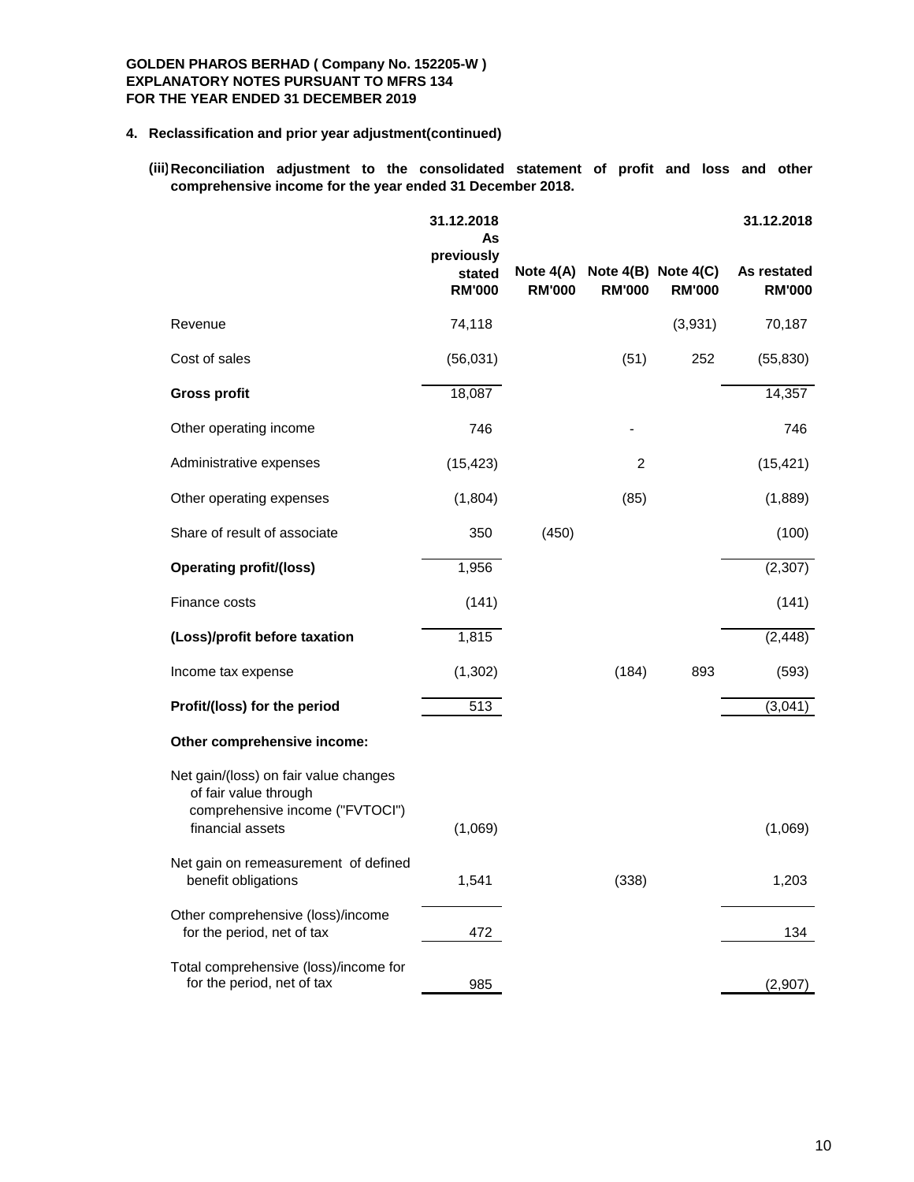**GOLDEN PHAROS BERHAD ( Company No. 152205-W )**
**EXPLANATORY NOTES PURSUANT TO MFRS 134**
**FOR THE YEAR ENDED 31 DECEMBER 2019**

**4. Reclassification and prior year adjustment(continued)**

**(iii) Reconciliation adjustment to the consolidated statement of profit and loss and other comprehensive income for the year ended 31 December 2018.**

| | 31.12.2018 As previously stated RM'000 | Note 4(A) RM'000 | Note 4(B) RM'000 | Note 4(C) RM'000 | 31.12.2018 As restated RM'000 |
|---|---|---|---|---|---|
| Revenue | 74,118 | | | (3,931) | 70,187 |
| Cost of sales | (56,031) | | (51) | 252 | (55,830) |
| **Gross profit** | 18,087 | | | | 14,357 |
| Other operating income | 746 | | - | | 746 |
| Administrative expenses | (15,423) | | 2 | | (15,421) |
| Other operating expenses | (1,804) | | (85) | | (1,889) |
| Share of result of associate | 350 | (450) | | | (100) |
| **Operating profit/(loss)** | 1,956 | | | | (2,307) |
| Finance costs | (141) | | | | (141) |
| **(Loss)/profit before taxation** | 1,815 | | | | (2,448) |
| Income tax expense | (1,302) | | (184) | 893 | (593) |
| **Profit/(loss) for the period** | 513 | | | | (3,041) |
| **Other comprehensive income:** | | | | | |
| Net gain/(loss) on fair value changes of fair value through comprehensive income ("FVTOCI") financial assets | (1,069) | | | | (1,069) |
| Net gain on remeasurement of defined benefit obligations | 1,541 | | (338) | | 1,203 |
| Other comprehensive (loss)/income for the period, net of tax | 472 | | | | 134 |
| Total comprehensive (loss)/income for for the period, net of tax | 985 | | | | (2,907) |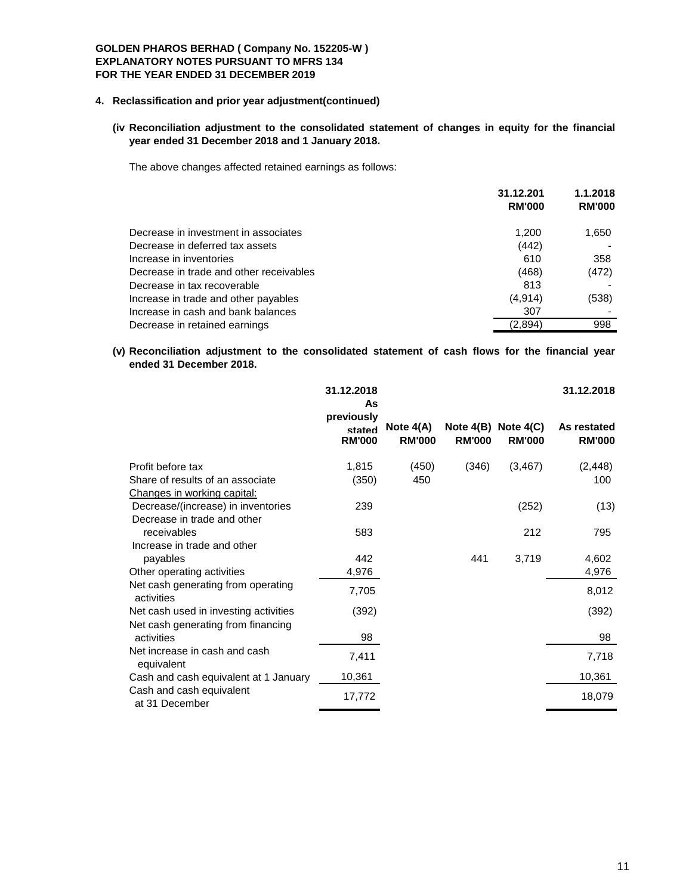**GOLDEN PHAROS BERHAD ( Company No. 152205-W )**
**EXPLANATORY NOTES PURSUANT TO MFRS 134**
**FOR THE YEAR ENDED 31 DECEMBER 2019**

**4. Reclassification and prior year adjustment(continued)**

**(iv Reconciliation adjustment to the consolidated statement of changes in equity for the financial year ended 31 December 2018 and 1 January 2018.**

The above changes affected retained earnings as follows:

| | 31.12.201<br>RM'000 | 1.1.2018<br>RM'000 |
|---|---|---|
| Decrease in investment in associates | 1,200 | 1,650 |
| Decrease in deferred tax assets | (442) | - |
| Increase in inventories | 610 | 358 |
| Decrease in trade and other receivables | (468) | (472) |
| Decrease in tax recoverable | 813 | - |
| Increase in trade and other payables | (4,914) | (538) |
| Increase in cash and bank balances | 307 | - |
| Decrease in retained earnings | (2,894) | 998 |

**(v) Reconciliation adjustment to the consolidated statement of cash flows for the financial year ended 31 December 2018.**

| | 31.12.2018<br>As previously stated<br>RM'000 | Note 4(A)<br>RM'000 | Note 4(B)<br>RM'000 | Note 4(C)<br>RM'000 | 31.12.2018<br>As restated<br>RM'000 |
|---|---|---|---|---|---|
| Profit before tax | 1,815 | (450) | (346) | (3,467) | (2,448) |
| Share of results of an associate | (350) | 450 | | | 100 |
| Changes in working capital: | | | | | |
| Decrease/(increase) in inventories | 239 | | | (252) | (13) |
| Decrease in trade and other receivables | 583 | | | 212 | 795 |
| Increase in trade and other payables | 442 | | 441 | 3,719 | 4,602 |
| Other operating activities | 4,976 | | | | 4,976 |
| Net cash generating from operating activities | 7,705 | | | | 8,012 |
| Net cash used in investing activities | (392) | | | | (392) |
| Net cash generating from financing activities | 98 | | | | 98 |
| Net increase in cash and cash equivalent | 7,411 | | | | 7,718 |
| Cash and cash equivalent at 1 January | 10,361 | | | | 10,361 |
| Cash and cash equivalent at 31 December | 17,772 | | | | 18,079 |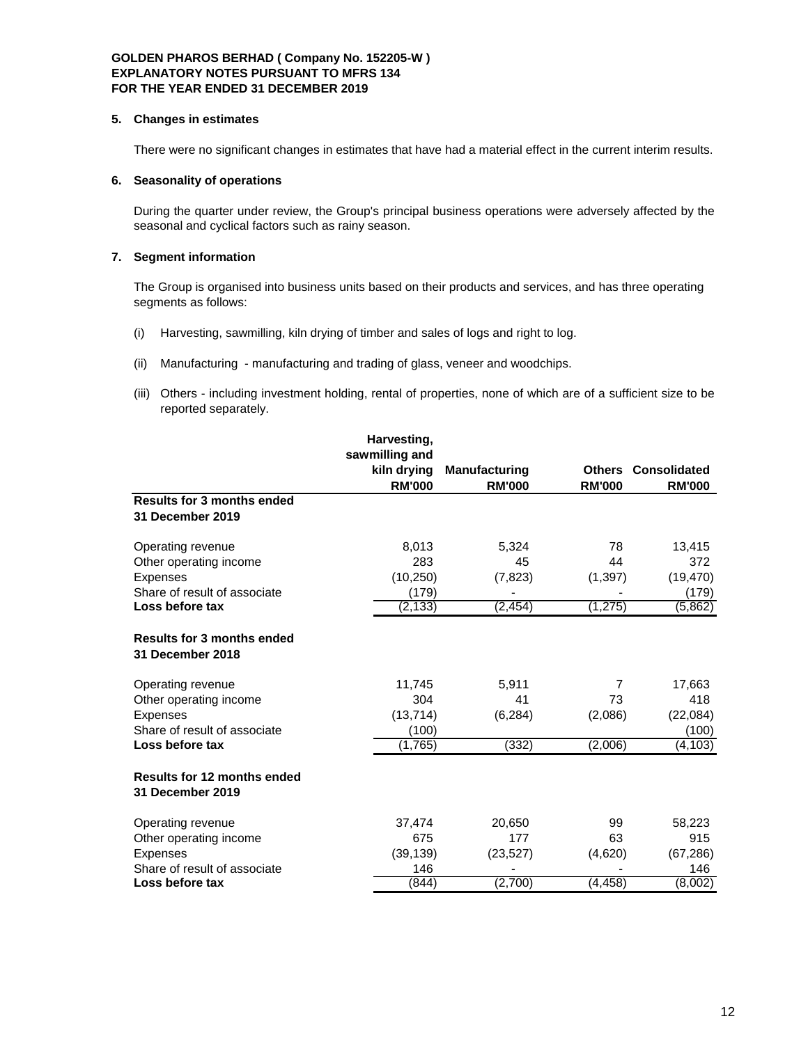**GOLDEN PHAROS BERHAD ( Company No. 152205-W )**
**EXPLANATORY NOTES PURSUANT TO MFRS 134**
**FOR THE YEAR ENDED 31 DECEMBER 2019**

**5. Changes in estimates**

There were no significant changes in estimates that have had a material effect in the current interim results.

**6. Seasonality of operations**

During the quarter under review, the Group's principal business operations were adversely affected by the seasonal and cyclical factors such as rainy season.

**7. Segment information**

The Group is organised into business units based on their products and services, and has three operating segments as follows:

(i) Harvesting, sawmilling, kiln drying of timber and sales of logs and right to log.

(ii) Manufacturing - manufacturing and trading of glass, veneer and woodchips.

(iii) Others - including investment holding, rental of properties, none of which are of a sufficient size to be reported separately.

| | Harvesting, sawmilling and kiln drying RM'000 | Manufacturing RM'000 | Others RM'000 | Consolidated RM'000 |
|---|---|---|---|---|
| **Results for 3 months ended 31 December 2019** | | | | |
| Operating revenue | 8,013 | 5,324 | 78 | 13,415 |
| Other operating income | 283 | 45 | 44 | 372 |
| Expenses | (10,250) | (7,823) | (1,397) | (19,470) |
| Share of result of associate | (179) | - | - | (179) |
| **Loss before tax** | (2,133) | (2,454) | (1,275) | (5,862) |
| **Results for 3 months ended 31 December 2018** | | | | |
| Operating revenue | 11,745 | 5,911 | 7 | 17,663 |
| Other operating income | 304 | 41 | 73 | 418 |
| Expenses | (13,714) | (6,284) | (2,086) | (22,084) |
| Share of result of associate | (100) | | | (100) |
| **Loss before tax** | (1,765) | (332) | (2,006) | (4,103) |
| **Results for 12 months ended 31 December 2019** | | | | |
| Operating revenue | 37,474 | 20,650 | 99 | 58,223 |
| Other operating income | 675 | 177 | 63 | 915 |
| Expenses | (39,139) | (23,527) | (4,620) | (67,286) |
| Share of result of associate | 146 | - | - | 146 |
| **Loss before tax** | (844) | (2,700) | (4,458) | (8,002) |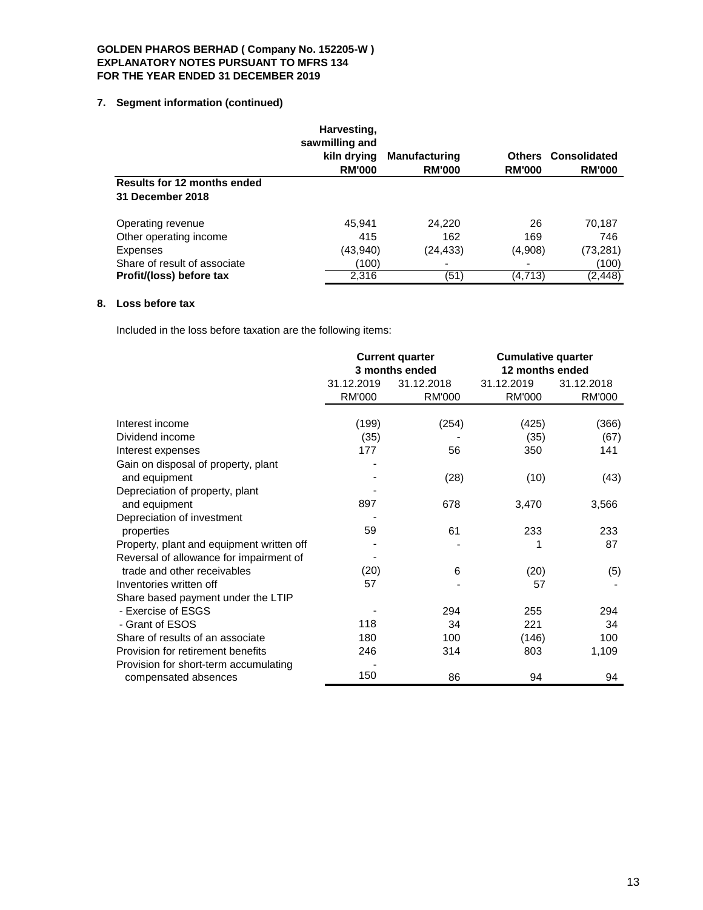**GOLDEN PHAROS BERHAD ( Company No. 152205-W )**
**EXPLANATORY NOTES PURSUANT TO MFRS 134**
**FOR THE YEAR ENDED 31 DECEMBER 2019**

## 7. Segment information (continued)

| | Harvesting, sawmilling and kiln drying RM'000 | Manufacturing RM'000 | Others RM'000 | Consolidated RM'000 |
|---|---|---|---|---|
| **Results for 12 months ended 31 December 2018** | | | | |
| Operating revenue | 45,941 | 24,220 | 26 | 70,187 |
| Other operating income | 415 | 162 | 169 | 746 |
| Expenses | (43,940) | (24,433) | (4,908) | (73,281) |
| Share of result of associate | (100) | - | - | (100) |
| **Profit/(loss) before tax** | 2,316 | (51) | (4,713) | (2,448) |

## 8. Loss before tax

Included in the loss before taxation are the following items:

| | Current quarter 3 months ended | | Cumulative quarter 12 months ended | |
|---|---|---|---|---|
| | 31.12.2019 RM'000 | 31.12.2018 RM'000 | 31.12.2019 RM'000 | 31.12.2018 RM'000 |
| Interest income | (199) | (254) | (425) | (366) |
| Dividend income | (35) | - | (35) | (67) |
| Interest expenses | 177 | 56 | 350 | 141 |
| Gain on disposal of property, plant and equipment | - | (28) | (10) | (43) |
| Depreciation of property, plant and equipment | 897 | 678 | 3,470 | 3,566 |
| Depreciation of investment properties | 59 | 61 | 233 | 233 |
| Property, plant and equipment written off | - | - | 1 | 87 |
| Reversal of allowance for impairment of trade and other receivables | (20) | 6 | (20) | (5) |
| Inventories written off | 57 | - | 57 | - |
| Share based payment under the LTIP | | | | |
| - Exercise of ESGS | - | 294 | 255 | 294 |
| - Grant of ESOS | 118 | 34 | 221 | 34 |
| Share of results of an associate | 180 | 100 | (146) | 100 |
| Provision for retirement benefits | 246 | 314 | 803 | 1,109 |
| Provision for short-term accumulating compensated absences | 150 | 86 | 94 | 94 |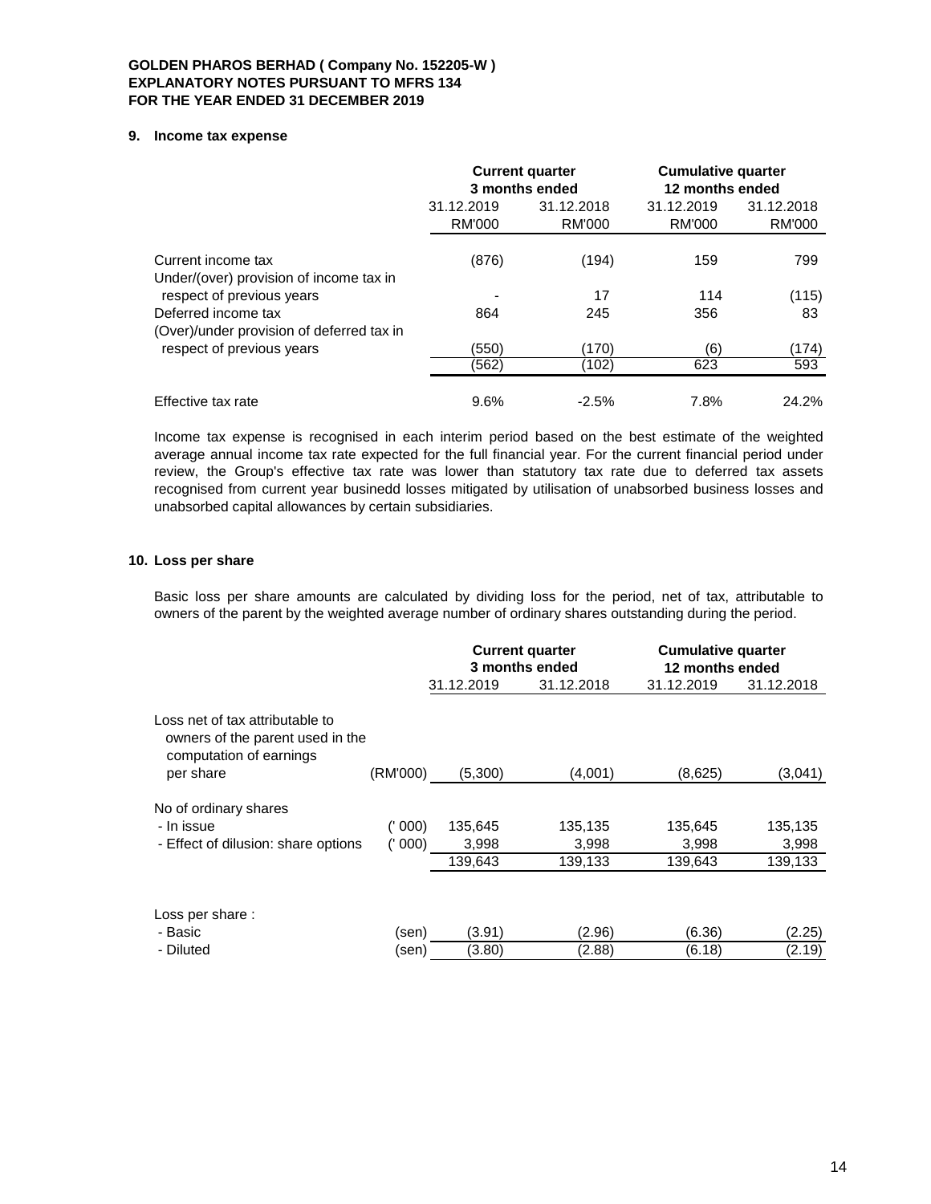**GOLDEN PHAROS BERHAD ( Company No. 152205-W )**
**EXPLANATORY NOTES PURSUANT TO MFRS 134**
**FOR THE YEAR ENDED 31 DECEMBER 2019**

## 9. Income tax expense

| | Current quarter 3 months ended | | Cumulative quarter 12 months ended | |
|---|---|---|---|---|
| | 31.12.2019 | 31.12.2018 | 31.12.2019 | 31.12.2018 |
| | RM'000 | RM'000 | RM'000 | RM'000 |
| Current income tax | (876) | (194) | 159 | 799 |
| Under/(over) provision of income tax in respect of previous years | - | 17 | 114 | (115) |
| Deferred income tax | 864 | 245 | 356 | 83 |
| (Over)/under provision of deferred tax in respect of previous years | (550) | (170) | (6) | (174) |
| | (562) | (102) | 623 | 593 |
| Effective tax rate | 9.6% | -2.5% | 7.8% | 24.2% |

Income tax expense is recognised in each interim period based on the best estimate of the weighted average annual income tax rate expected for the full financial year. For the current financial period under review, the Group's effective tax rate was lower than statutory tax rate due to deferred tax assets recognised from current year businedd losses mitigated by utilisation of unabsorbed business losses and unabsorbed capital allowances by certain subsidiaries.

## 10. Loss per share

Basic loss per share amounts are calculated by dividing loss for the period, net of tax, attributable to owners of the parent by the weighted average number of ordinary shares outstanding during the period.

| | | Current quarter 3 months ended | | Cumulative quarter 12 months ended | |
|---|---|---|---|---|---|
| | | 31.12.2019 | 31.12.2018 | 31.12.2019 | 31.12.2018 |
| Loss net of tax attributable to owners of the parent used in the computation of earnings per share | (RM'000) | (5,300) | (4,001) | (8,625) | (3,041) |
| No of ordinary shares | | | | | |
| - In issue | (' 000) | 135,645 | 135,135 | 135,645 | 135,135 |
| - Effect of dilusion: share options | (' 000) | 3,998 | 3,998 | 3,998 | 3,998 |
| | | 139,643 | 139,133 | 139,643 | 139,133 |
| Loss per share : | | | | | |
| - Basic | (sen) | (3.91) | (2.96) | (6.36) | (2.25) |
| - Diluted | (sen) | (3.80) | (2.88) | (6.18) | (2.19) |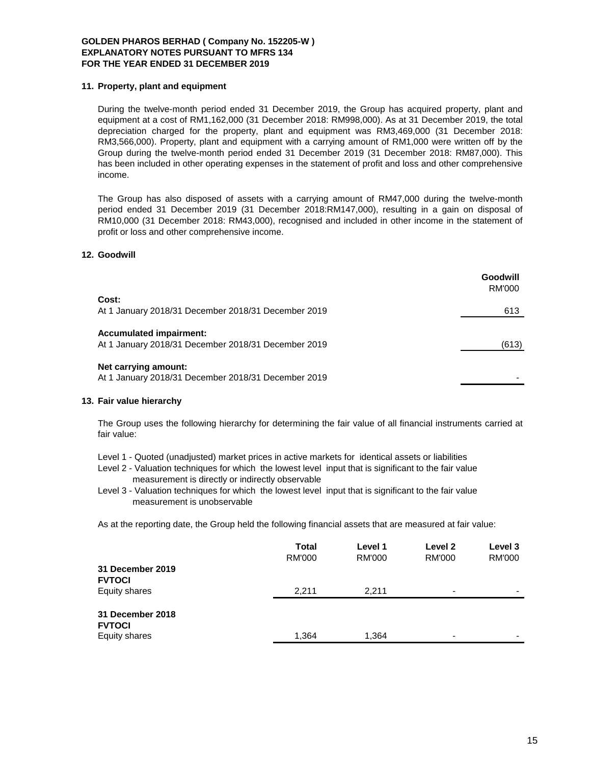**GOLDEN PHAROS BERHAD ( Company No. 152205-W )**
**EXPLANATORY NOTES PURSUANT TO MFRS 134**
**FOR THE YEAR ENDED 31 DECEMBER 2019**

## 11. Property, plant and equipment

During the twelve-month period ended 31 December 2019, the Group has acquired property, plant and equipment at a cost of RM1,162,000 (31 December 2018: RM998,000). As at 31 December 2019, the total depreciation charged for the property, plant and equipment was RM3,469,000 (31 December 2018: RM3,566,000). Property, plant and equipment with a carrying amount of RM1,000 were written off by the Group during the twelve-month period ended 31 December 2019 (31 December 2018: RM87,000). This has been included in other operating expenses in the statement of profit and loss and other comprehensive income.

The Group has also disposed of assets with a carrying amount of RM47,000 during the twelve-month period ended 31 December 2019 (31 December 2018:RM147,000), resulting in a gain on disposal of RM10,000 (31 December 2018: RM43,000), recognised and included in other income in the statement of profit or loss and other comprehensive income.

## 12. Goodwill

| | Goodwill RM'000 |
|---|---|
| **Cost:** | |
| At 1 January 2018/31 December 2018/31 December 2019 | 613 |
| **Accumulated impairment:** | |
| At 1 January 2018/31 December 2018/31 December 2019 | (613) |
| **Net carrying amount:** | |
| At 1 January 2018/31 December 2018/31 December 2019 | - |

## 13. Fair value hierarchy

The Group uses the following hierarchy for determining the fair value of all financial instruments carried at fair value:

Level 1 - Quoted (unadjusted) market prices in active markets for identical assets or liabilities
Level 2 - Valuation techniques for which the lowest level input that is significant to the fair value measurement is directly or indirectly observable
Level 3 - Valuation techniques for which the lowest level input that is significant to the fair value measurement is unobservable

As at the reporting date, the Group held the following financial assets that are measured at fair value:

| | Total RM'000 | Level 1 RM'000 | Level 2 RM'000 | Level 3 RM'000 |
|---|---|---|---|---|
| **31 December 2019** | | | | |
| **FVTOCI** | | | | |
| Equity shares | 2,211 | 2,211 | - | - |
| **31 December 2018** | | | | |
| **FVTOCI** | | | | |
| Equity shares | 1,364 | 1,364 | - | - |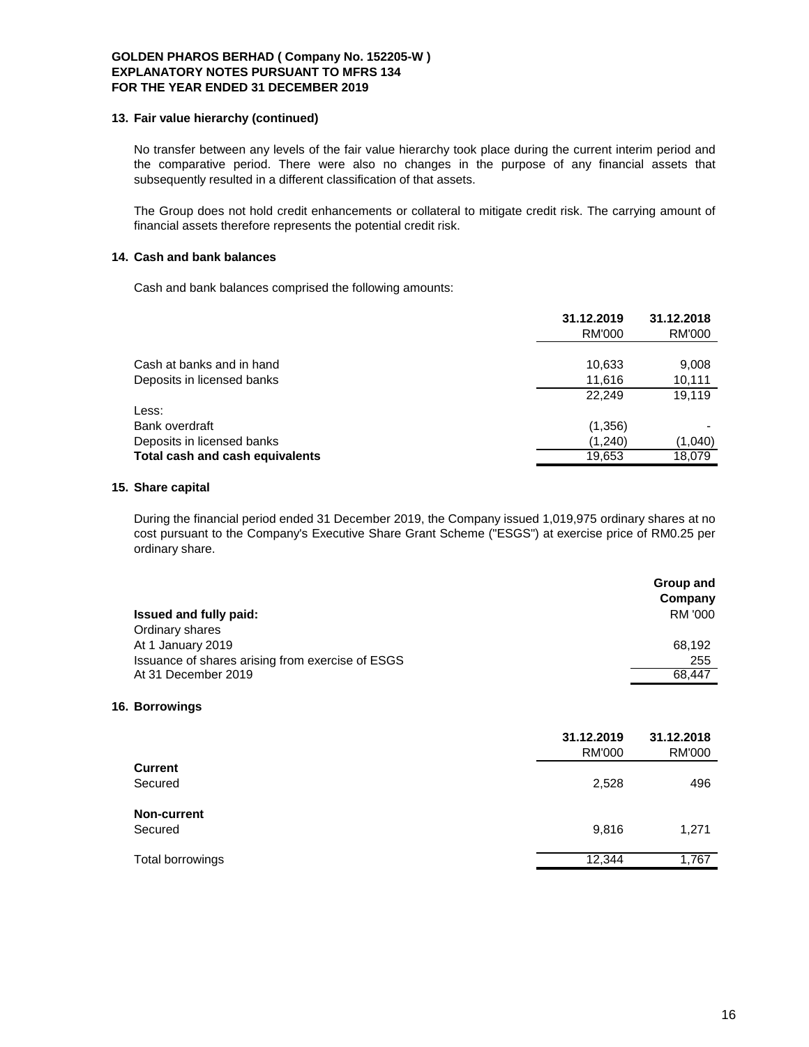**GOLDEN PHAROS BERHAD ( Company No. 152205-W )**
**EXPLANATORY NOTES PURSUANT TO MFRS 134**
**FOR THE YEAR ENDED 31 DECEMBER 2019**

## 13. Fair value hierarchy (continued)

No transfer between any levels of the fair value hierarchy took place during the current interim period and the comparative period. There were also no changes in the purpose of any financial assets that subsequently resulted in a different classification of that assets.

The Group does not hold credit enhancements or collateral to mitigate credit risk. The carrying amount of financial assets therefore represents the potential credit risk.

## 14. Cash and bank balances

Cash and bank balances comprised the following amounts:

| | 31.12.2019 | 31.12.2018 |
|---|---|---|
| | RM'000 | RM'000 |
| Cash at banks and in hand | 10,633 | 9,008 |
| Deposits in licensed banks | 11,616 | 10,111 |
| | 22,249 | 19,119 |
| Less: | | |
| Bank overdraft | (1,356) | - |
| Deposits in licensed banks | (1,240) | (1,040) |
| **Total cash and cash equivalents** | 19,653 | 18,079 |

## 15. Share capital

During the financial period ended 31 December 2019, the Company issued 1,019,975 ordinary shares at no cost pursuant to the Company's Executive Share Grant Scheme ("ESGS") at exercise price of RM0.25 per ordinary share.

| | Group and Company |
|---|---|
| **Issued and fully paid:** | RM '000 |
| Ordinary shares | |
| At 1 January 2019 | 68,192 |
| Issuance of shares arising from exercise of ESGS | 255 |
| At 31 December 2019 | 68,447 |

## 16. Borrowings

| | 31.12.2019 | 31.12.2018 |
|---|---|---|
| | RM'000 | RM'000 |
| **Current** | | |
| Secured | 2,528 | 496 |
| **Non-current** | | |
| Secured | 9,816 | 1,271 |
| Total borrowings | 12,344 | 1,767 |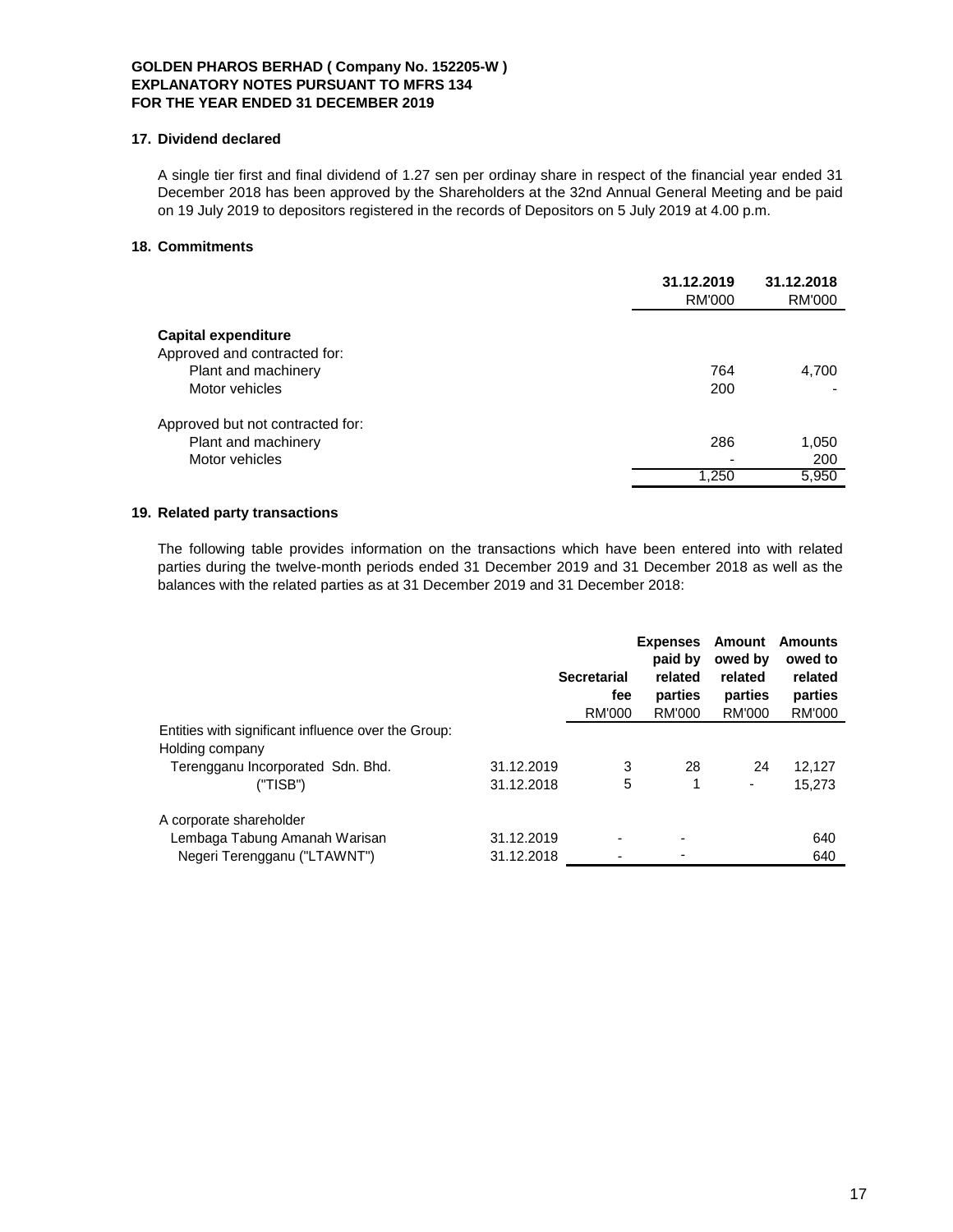**GOLDEN PHAROS BERHAD ( Company No. 152205-W )**
**EXPLANATORY NOTES PURSUANT TO MFRS 134**
**FOR THE YEAR ENDED 31 DECEMBER 2019**

### 17. Dividend declared

A single tier first and final dividend of 1.27 sen per ordinay share in respect of the financial year ended 31 December 2018 has been approved by the Shareholders at the 32nd Annual General Meeting and be paid on 19 July 2019 to depositors registered in the records of Depositors on 5 July 2019 at 4.00 p.m.

### 18. Commitments

| | 31.12.2019 RM'000 | 31.12.2018 RM'000 |
|---|---|---|
| **Capital expenditure** | | |
| Approved and contracted for: | | |
| Plant and machinery | 764 | 4,700 |
| Motor vehicles | 200 | - |
| Approved but not contracted for: | | |
| Plant and machinery | 286 | 1,050 |
| Motor vehicles | - | 200 |
| | 1,250 | 5,950 |

### 19. Related party transactions

The following table provides information on the transactions which have been entered into with related parties during the twelve-month periods ended 31 December 2019 and 31 December 2018 as well as the balances with the related parties as at 31 December 2019 and 31 December 2018:

| | | Secretarial fee RM'000 | Expenses paid by related parties RM'000 | Amount owed by related parties RM'000 | Amounts owed to related parties RM'000 |
|---|---|---|---|---|---|
| Entities with significant influence over the Group: | | | | | |
| Holding company | | | | | |
| Terengganu Incorporated Sdn. Bhd. | 31.12.2019 | 3 | 28 | 24 | 12,127 |
| ("TISB") | 31.12.2018 | 5 | 1 | - | 15,273 |
| A corporate shareholder | | | | | |
| Lembaga Tabung Amanah Warisan | 31.12.2019 | - | - | | 640 |
| Negeri Terengganu ("LTAWNT") | 31.12.2018 | - | - | | 640 |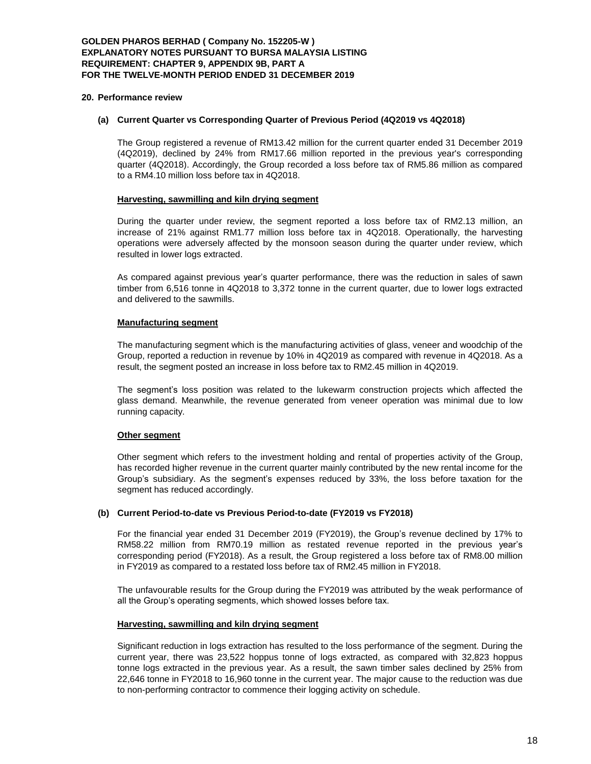## 20. Performance review

### (a) Current Quarter vs Corresponding Quarter of Previous Period (4Q2019 vs 4Q2018)

The Group registered a revenue of RM13.42 million for the current quarter ended 31 December 2019 (4Q2019), declined by 24% from RM17.66 million reported in the previous year's corresponding quarter (4Q2018). Accordingly, the Group recorded a loss before tax of RM5.86 million as compared to a RM4.10 million loss before tax in 4Q2018.

**Harvesting, sawmilling and kiln drying segment**

During the quarter under review, the segment reported a loss before tax of RM2.13 million, an increase of 21% against RM1.77 million loss before tax in 4Q2018. Operationally, the harvesting operations were adversely affected by the monsoon season during the quarter under review, which resulted in lower logs extracted.

As compared against previous year's quarter performance, there was the reduction in sales of sawn timber from 6,516 tonne in 4Q2018 to 3,372 tonne in the current quarter, due to lower logs extracted and delivered to the sawmills.

**Manufacturing segment**

The manufacturing segment which is the manufacturing activities of glass, veneer and woodchip of the Group, reported a reduction in revenue by 10% in 4Q2019 as compared with revenue in 4Q2018. As a result, the segment posted an increase in loss before tax to RM2.45 million in 4Q2019.

The segment's loss position was related to the lukewarm construction projects which affected the glass demand. Meanwhile, the revenue generated from veneer operation was minimal due to low running capacity.

**Other segment**

Other segment which refers to the investment holding and rental of properties activity of the Group, has recorded higher revenue in the current quarter mainly contributed by the new rental income for the Group's subsidiary. As the segment's expenses reduced by 33%, the loss before taxation for the segment has reduced accordingly.

### (b) Current Period-to-date vs Previous Period-to-date (FY2019 vs FY2018)

For the financial year ended 31 December 2019 (FY2019), the Group's revenue declined by 17% to RM58.22 million from RM70.19 million as restated revenue reported in the previous year's corresponding period (FY2018). As a result, the Group registered a loss before tax of RM8.00 million in FY2019 as compared to a restated loss before tax of RM2.45 million in FY2018.

The unfavourable results for the Group during the FY2019 was attributed by the weak performance of all the Group's operating segments, which showed losses before tax.

**Harvesting, sawmilling and kiln drying segment**

Significant reduction in logs extraction has resulted to the loss performance of the segment. During the current year, there was 23,522 hoppus tonne of logs extracted, as compared with 32,823 hoppus tonne logs extracted in the previous year. As a result, the sawn timber sales declined by 25% from 22,646 tonne in FY2018 to 16,960 tonne in the current year. The major cause to the reduction was due to non-performing contractor to commence their logging activity on schedule.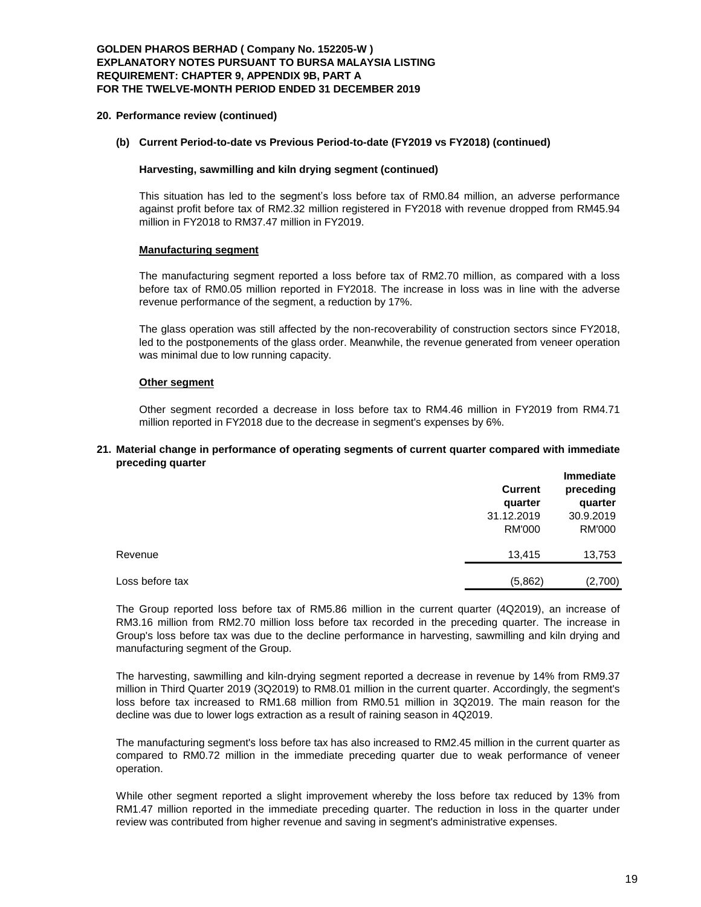## 20. Performance review (continued)

### (b) Current Period-to-date vs Previous Period-to-date (FY2019 vs FY2018) (continued)

**Harvesting, sawmilling and kiln drying segment (continued)**

This situation has led to the segment's loss before tax of RM0.84 million, an adverse performance against profit before tax of RM2.32 million registered in FY2018 with revenue dropped from RM45.94 million in FY2018 to RM37.47 million in FY2019.

**Manufacturing segment**

The manufacturing segment reported a loss before tax of RM2.70 million, as compared with a loss before tax of RM0.05 million reported in FY2018. The increase in loss was in line with the adverse revenue performance of the segment, a reduction by 17%.

The glass operation was still affected by the non-recoverability of construction sectors since FY2018, led to the postponements of the glass order. Meanwhile, the revenue generated from veneer operation was minimal due to low running capacity.

**Other segment**

Other segment recorded a decrease in loss before tax to RM4.46 million in FY2019 from RM4.71 million reported in FY2018 due to the decrease in segment's expenses by 6%.

## 21. Material change in performance of operating segments of current quarter compared with immediate preceding quarter

| | Current quarter 31.12.2019 RM'000 | Immediate preceding quarter 30.9.2019 RM'000 |
|---|---|---|
| Revenue | 13,415 | 13,753 |
| Loss before tax | (5,862) | (2,700) |

The Group reported loss before tax of RM5.86 million in the current quarter (4Q2019), an increase of RM3.16 million from RM2.70 million loss before tax recorded in the preceding quarter. The increase in Group's loss before tax was due to the decline performance in harvesting, sawmilling and kiln drying and manufacturing segment of the Group.

The harvesting, sawmilling and kiln-drying segment reported a decrease in revenue by 14% from RM9.37 million in Third Quarter 2019 (3Q2019) to RM8.01 million in the current quarter. Accordingly, the segment's loss before tax increased to RM1.68 million from RM0.51 million in 3Q2019. The main reason for the decline was due to lower logs extraction as a result of raining season in 4Q2019.

The manufacturing segment's loss before tax has also increased to RM2.45 million in the current quarter as compared to RM0.72 million in the immediate preceding quarter due to weak performance of veneer operation.

While other segment reported a slight improvement whereby the loss before tax reduced by 13% from RM1.47 million reported in the immediate preceding quarter. The reduction in loss in the quarter under review was contributed from higher revenue and saving in segment's administrative expenses.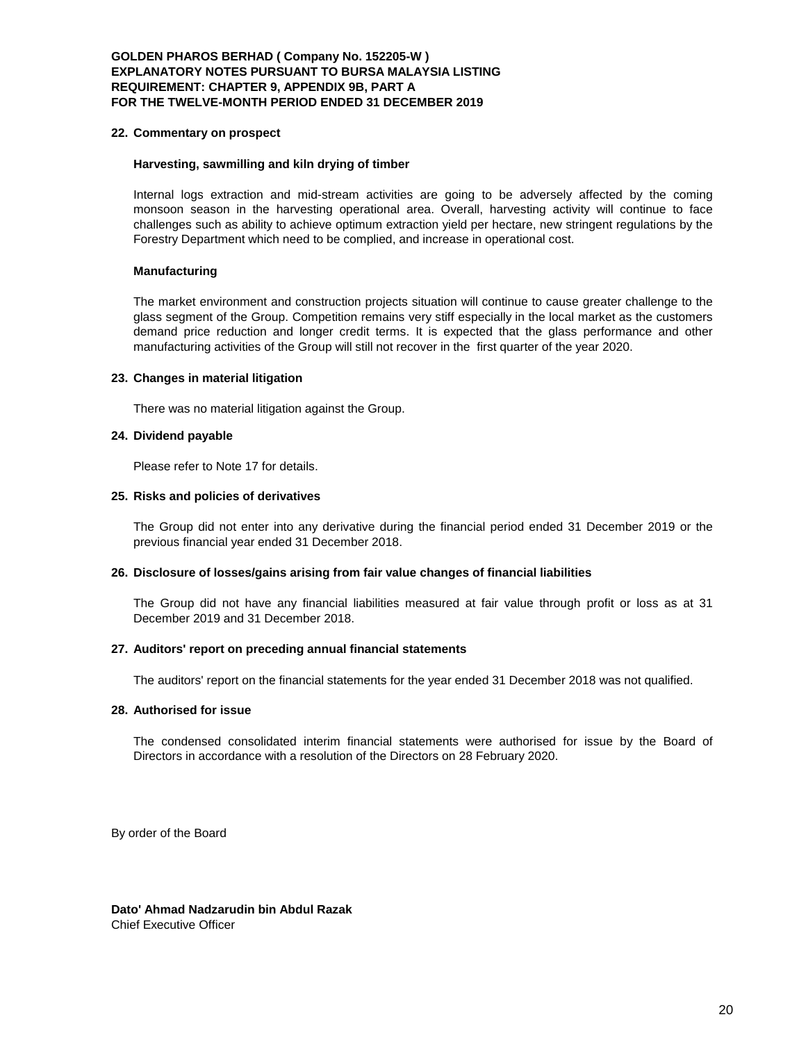**GOLDEN PHAROS BERHAD ( Company No. 152205-W )**
**EXPLANATORY NOTES PURSUANT TO BURSA MALAYSIA LISTING REQUIREMENT: CHAPTER 9, APPENDIX 9B, PART A**
**FOR THE TWELVE-MONTH PERIOD ENDED 31 DECEMBER 2019**

## 22. Commentary on prospect

### Harvesting, sawmilling and kiln drying of timber

Internal logs extraction and mid-stream activities are going to be adversely affected by the coming monsoon season in the harvesting operational area. Overall, harvesting activity will continue to face challenges such as ability to achieve optimum extraction yield per hectare, new stringent regulations by the Forestry Department which need to be complied, and increase in operational cost.

### Manufacturing

The market environment and construction projects situation will continue to cause greater challenge to the glass segment of the Group. Competition remains very stiff especially in the local market as the customers demand price reduction and longer credit terms. It is expected that the glass performance and other manufacturing activities of the Group will still not recover in the first quarter of the year 2020.

## 23. Changes in material litigation

There was no material litigation against the Group.

## 24. Dividend payable

Please refer to Note 17 for details.

## 25. Risks and policies of derivatives

The Group did not enter into any derivative during the financial period ended 31 December 2019 or the previous financial year ended 31 December 2018.

## 26. Disclosure of losses/gains arising from fair value changes of financial liabilities

The Group did not have any financial liabilities measured at fair value through profit or loss as at 31 December 2019 and 31 December 2018.

## 27. Auditors' report on preceding annual financial statements

The auditors' report on the financial statements for the year ended 31 December 2018 was not qualified.

## 28. Authorised for issue

The condensed consolidated interim financial statements were authorised for issue by the Board of Directors in accordance with a resolution of the Directors on 28 February 2020.

By order of the Board

**Dato' Ahmad Nadzarudin bin Abdul Razak**
Chief Executive Officer